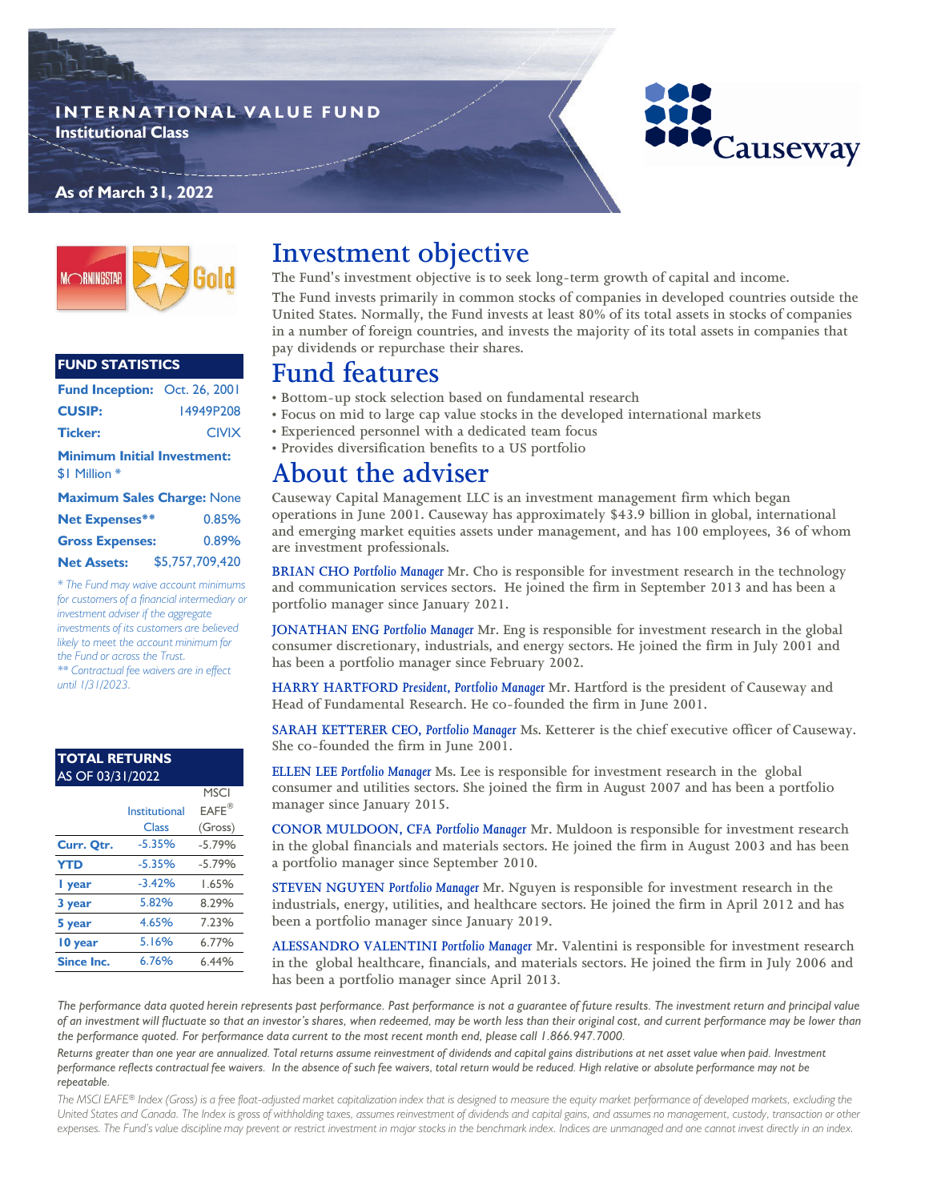# INTERNATIONAL VALUE FUND

**Institutional Class**

**As of March 31, 2022**

Causeway

MORNINGSTAR Gold

## FUND STATISTICS

| | |
|---|---|
| **Fund Inception:** | Oct. 26, 2001 |
| **CUSIP:** | 14949P208 |
| **Ticker:** | CIVIX |
| **Minimum Initial Investment:** | $1 Million * |
| **Maximum Sales Charge:** | None |
| **Net Expenses**** | 0.85% |
| **Gross Expenses:** | 0.89% |
| **Net Assets:** | $5,757,709,420 |

*\* The Fund may waive account minimums for customers of a financial intermediary or investment adviser if the aggregate investments of its customers are believed likely to meet the account minimum for the Fund or across the Trust.*

*\*\* Contractual fee waivers are in effect until 1/31/2023.*

## TOTAL RETURNS AS OF 03/31/2022

| | Institutional Class | MSCI EAFE® (Gross) |
|---|---|---|
| **Curr. Qtr.** | -5.35% | -5.79% |
| **YTD** | -5.35% | -5.79% |
| **1 year** | -3.42% | 1.65% |
| **3 year** | 5.82% | 8.29% |
| **5 year** | 4.65% | 7.23% |
| **10 year** | 5.16% | 6.77% |
| **Since Inc.** | 6.76% | 6.44% |

# Investment objective

The Fund's investment objective is to seek long-term growth of capital and income.

The Fund invests primarily in common stocks of companies in developed countries outside the United States. Normally, the Fund invests at least 80% of its total assets in stocks of companies in a number of foreign countries, and invests the majority of its total assets in companies that pay dividends or repurchase their shares.

# Fund features

- Bottom-up stock selection based on fundamental research
- Focus on mid to large cap value stocks in the developed international markets
- Experienced personnel with a dedicated team focus
- Provides diversification benefits to a US portfolio

# About the adviser

Causeway Capital Management LLC is an investment management firm which began operations in June 2001. Causeway has approximately $43.9 billion in global, international and emerging market equities assets under management, and has 100 employees, 36 of whom are investment professionals.

**BRIAN CHO** *Portfolio Manager* Mr. Cho is responsible for investment research in the technology and communication services sectors. He joined the firm in September 2013 and has been a portfolio manager since January 2021.

**JONATHAN ENG** *Portfolio Manager* Mr. Eng is responsible for investment research in the global consumer discretionary, industrials, and energy sectors. He joined the firm in July 2001 and has been a portfolio manager since February 2002.

**HARRY HARTFORD** *President, Portfolio Manager* Mr. Hartford is the president of Causeway and Head of Fundamental Research. He co-founded the firm in June 2001.

**SARAH KETTERER** *CEO, Portfolio Manager* Ms. Ketterer is the chief executive officer of Causeway. She co-founded the firm in June 2001.

**ELLEN LEE** *Portfolio Manager* Ms. Lee is responsible for investment research in the global consumer and utilities sectors. She joined the firm in August 2007 and has been a portfolio manager since January 2015.

**CONOR MULDOON, CFA** *Portfolio Manager* Mr. Muldoon is responsible for investment research in the global financials and materials sectors. He joined the firm in August 2003 and has been a portfolio manager since September 2010.

**STEVEN NGUYEN** *Portfolio Manager* Mr. Nguyen is responsible for investment research in the industrials, energy, utilities, and healthcare sectors. He joined the firm in April 2012 and has been a portfolio manager since January 2019.

**ALESSANDRO VALENTINI** *Portfolio Manager* Mr. Valentini is responsible for investment research in the global healthcare, financials, and materials sectors. He joined the firm in July 2006 and has been a portfolio manager since April 2013.

*The performance data quoted herein represents past performance. Past performance is not a guarantee of future results. The investment return and principal value of an investment will fluctuate so that an investor's shares, when redeemed, may be worth less than their original cost, and current performance may be lower than the performance quoted. For performance data current to the most recent month end, please call 1.866.947.7000.*

*Returns greater than one year are annualized. Total returns assume reinvestment of dividends and capital gains distributions at net asset value when paid. Investment performance reflects contractual fee waivers. In the absence of such fee waivers, total return would be reduced. High relative or absolute performance may not be repeatable.*

*The MSCI EAFE® Index (Gross) is a free float-adjusted market capitalization index that is designed to measure the equity market performance of developed markets, excluding the United States and Canada. The Index is gross of withholding taxes, assumes reinvestment of dividends and capital gains, and assumes no management, custody, transaction or other expenses. The Fund's value discipline may prevent or restrict investment in major stocks in the benchmark index. Indices are unmanaged and one cannot invest directly in an index.*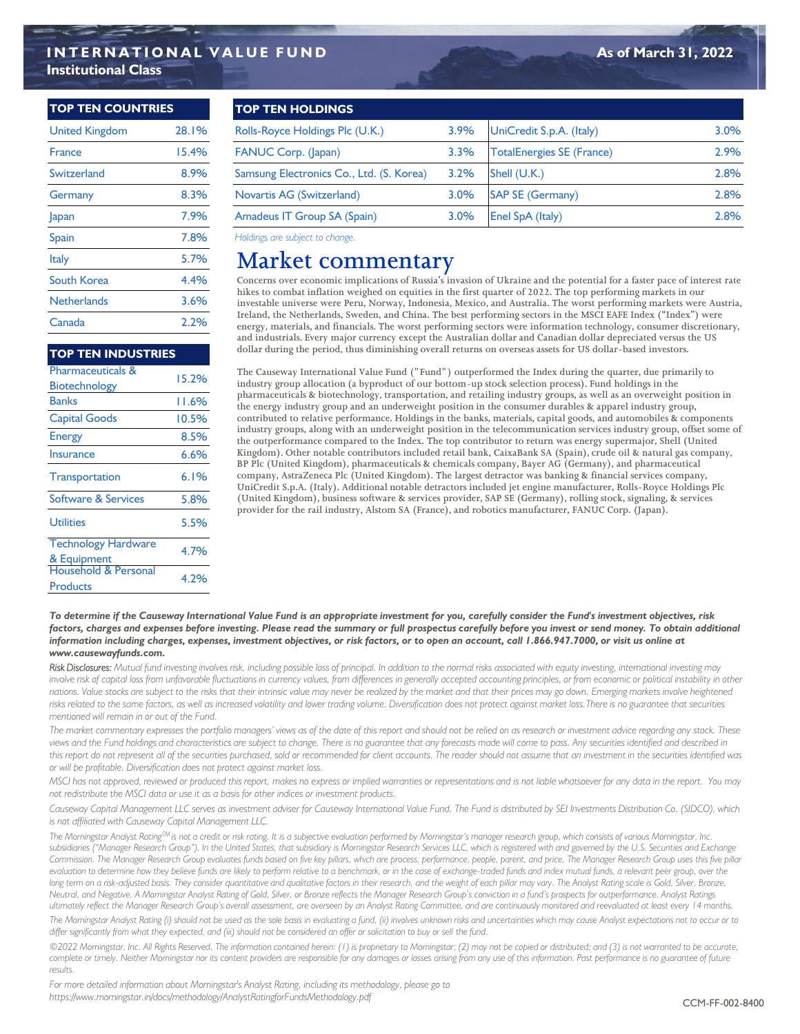# INTERNATIONAL VALUE FUND

**Institutional Class**

**As of March 31, 2022**

## TOP TEN COUNTRIES

| | |
|---|---|
| United Kingdom | 28.1% |
| France | 15.4% |
| Switzerland | 8.9% |
| Germany | 8.3% |
| Japan | 7.9% |
| Spain | 7.8% |
| Italy | 5.7% |
| South Korea | 4.4% |
| Netherlands | 3.6% |
| Canada | 2.2% |

## TOP TEN INDUSTRIES

| | |
|---|---|
| Pharmaceuticals & Biotechnology | 15.2% |
| Banks | 11.6% |
| Capital Goods | 10.5% |
| Energy | 8.5% |
| Insurance | 6.6% |
| Transportation | 6.1% |
| Software & Services | 5.8% |
| Utilities | 5.5% |
| Technology Hardware & Equipment | 4.7% |
| Household & Personal Products | 4.2% |

## TOP TEN HOLDINGS

| | | | |
|---|---|---|---|
| Rolls-Royce Holdings Plc (U.K.) | 3.9% | UniCredit S.p.A. (Italy) | 3.0% |
| FANUC Corp. (Japan) | 3.3% | TotalEnergies SE (France) | 2.9% |
| Samsung Electronics Co., Ltd. (S. Korea) | 3.2% | Shell (U.K.) | 2.8% |
| Novartis AG (Switzerland) | 3.0% | SAP SE (Germany) | 2.8% |
| Amadeus IT Group SA (Spain) | 3.0% | Enel SpA (Italy) | 2.8% |

*Holdings are subject to change.*

# Market commentary

Concerns over economic implications of Russia's invasion of Ukraine and the potential for a faster pace of interest rate hikes to combat inflation weighed on equities in the first quarter of 2022. The top performing markets in our investable universe were Peru, Norway, Indonesia, Mexico, and Australia. The worst performing markets were Austria, Ireland, the Netherlands, Sweden, and China. The best performing sectors in the MSCI EAFE Index ("Index") were energy, materials, and financials. The worst performing sectors were information technology, consumer discretionary, and industrials. Every major currency except the Australian dollar and Canadian dollar depreciated versus the US dollar during the period, thus diminishing overall returns on overseas assets for US dollar-based investors.

The Causeway International Value Fund ("Fund") outperformed the Index during the quarter, due primarily to industry group allocation (a byproduct of our bottom-up stock selection process). Fund holdings in the pharmaceuticals & biotechnology, transportation, and retailing industry groups, as well as an overweight position in the energy industry group and an underweight position in the consumer durables & apparel industry group, contributed to relative performance. Holdings in the banks, materials, capital goods, and automobiles & components industry groups, along with an underweight position in the telecommunication services industry group, offset some of the outperformance compared to the Index. The top contributor to return was energy supermajor, Shell (United Kingdom). Other notable contributors included retail bank, CaixaBank SA (Spain), crude oil & natural gas company, BP Plc (United Kingdom), pharmaceuticals & chemicals company, Bayer AG (Germany), and pharmaceutical company, AstraZeneca Plc (United Kingdom). The largest detractor was banking & financial services company, UniCredit S.p.A. (Italy). Additional notable detractors included jet engine manufacturer, Rolls-Royce Holdings Plc (United Kingdom), business software & services provider, SAP SE (Germany), rolling stock, signaling, & services provider for the rail industry, Alstom SA (France), and robotics manufacturer, FANUC Corp. (Japan).

***To determine if the Causeway International Value Fund is an appropriate investment for you, carefully consider the Fund's investment objectives, risk factors, charges and expenses before investing. Please read the summary or full prospectus carefully before you invest or send money. To obtain additional information including charges, expenses, investment objectives, or risk factors, or to open an account, call 1.866.947.7000, or visit us online at www.causewayfunds.com.***

*Risk Disclosures: Mutual fund investing involves risk, including possible loss of principal. In addition to the normal risks associated with equity investing, international investing may involve risk of capital loss from unfavorable fluctuations in currency values, from differences in generally accepted accounting principles, or from economic or political instability in other nations. Value stocks are subject to the risks that their intrinsic value may never be realized by the market and that their prices may go down. Emerging markets involve heightened risks related to the same factors, as well as increased volatility and lower trading volume. Diversification does not protect against market loss. There is no guarantee that securities mentioned will remain in or out of the Fund.*

*The market commentary expresses the portfolio managers' views as of the date of this report and should not be relied on as research or investment advice regarding any stock. These views and the Fund holdings and characteristics are subject to change. There is no guarantee that any forecasts made will come to pass. Any securities identified and described in this report do not represent all of the securities purchased, sold or recommended for client accounts. The reader should not assume that an investment in the securities identified was or will be profitable. Diversification does not protect against market loss.*

*MSCI has not approved, reviewed or produced this report, makes no express or implied warranties or representations and is not liable whatsoever for any data in the report. You may not redistribute the MSCI data or use it as a basis for other indices or investment products.*

*Causeway Capital Management LLC serves as investment adviser for Causeway International Value Fund. The Fund is distributed by SEI Investments Distribution Co. (SIDCO), which is not affiliated with Causeway Capital Management LLC.*

*The Morningstar Analyst Rating™ is not a credit or risk rating. It is a subjective evaluation performed by Morningstar's manager research group, which consists of various Morningstar, Inc. subsidiaries ("Manager Research Group"). In the United States, that subsidiary is Morningstar Research Services LLC, which is registered with and governed by the U.S. Securities and Exchange Commission. The Manager Research Group evaluates funds based on five key pillars, which are process, performance, people, parent, and price. The Manager Research Group uses this five pillar evaluation to determine how they believe funds are likely to perform relative to a benchmark, or in the case of exchange-traded funds and index mutual funds, a relevant peer group, over the long term on a risk-adjusted basis. They consider quantitative and qualitative factors in their research, and the weight of each pillar may vary. The Analyst Rating scale is Gold, Silver, Bronze, Neutral, and Negative. A Morningstar Analyst Rating of Gold, Silver, or Bronze reflects the Manager Research Group's conviction in a fund's prospects for outperformance. Analyst Ratings ultimately reflect the Manager Research Group's overall assessment, are overseen by an Analyst Rating Committee, and are continuously monitored and reevaluated at least every 14 months.*

*The Morningstar Analyst Rating (i) should not be used as the sole basis in evaluating a fund, (ii) involves unknown risks and uncertainties which may cause Analyst expectations not to occur or to differ significantly from what they expected, and (iii) should not be considered an offer or solicitation to buy or sell the fund.*

*©2022 Morningstar, Inc. All Rights Reserved. The information contained herein: (1) is proprietary to Morningstar; (2) may not be copied or distributed; and (3) is not warranted to be accurate, complete or timely. Neither Morningstar nor its content providers are responsible for any damages or losses arising from any use of this information. Past performance is no guarantee of future results.*

*For more detailed information about Morningstar's Analyst Rating, including its methodology, please go to https://www.morningstar.in/docs/methodology/AnalystRatingforFundsMethodology.pdf*

CCM-FF-002-8400